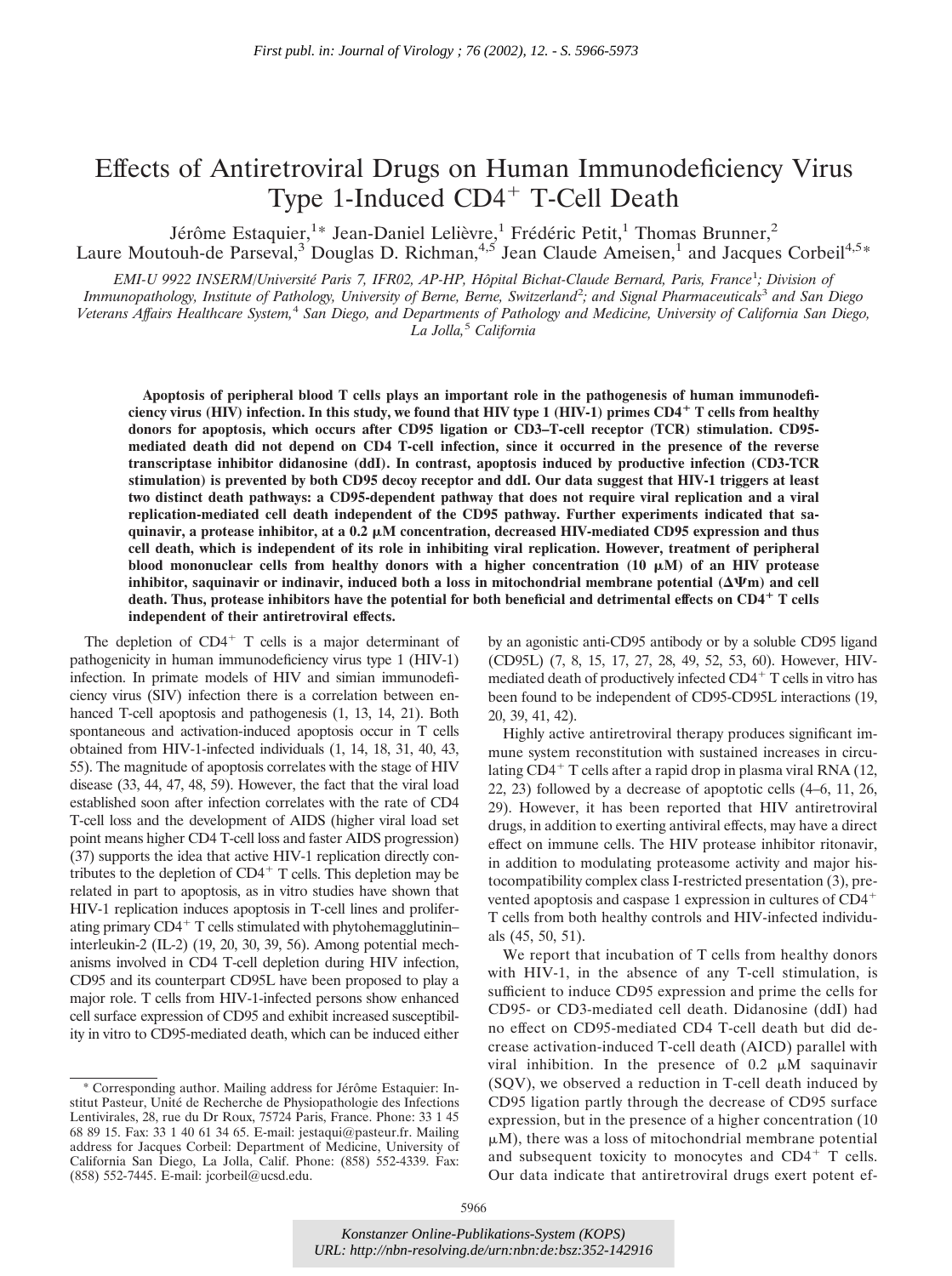*First publ. in: Journal of Virology ; 76 (2002), 12. - S. 5966-5973*

# Effects of Antiretroviral Drugs on Human Immunodeficiency Virus Type 1-Induced CD4⁺ T-Cell Death

Jérôme Estaquier,[1]* Jean-Daniel Lelièvre,[1] Frédéric Petit,[1] Thomas Brunner,[2] Laure Moutouh-de Parseval,[3] Douglas D. Richman,[4,5] Jean Claude Ameisen,[1] and Jacques Corbeil[4,5]*

*EMI-U 9922 INSERM/Université Paris 7, IFR02, AP-HP, Hôpital Bichat-Claude Bernard, Paris, France[1]; Division of Immunopathology, Institute of Pathology, University of Berne, Berne, Switzerland[2]; and Signal Pharmaceuticals[3] and San Diego Veterans Affairs Healthcare System,[4] San Diego, and Departments of Pathology and Medicine, University of California San Diego, La Jolla,[5] California*

**Apoptosis of peripheral blood T cells plays an important role in the pathogenesis of human immunodeficiency virus (HIV) infection. In this study, we found that HIV type 1 (HIV-1) primes CD4⁺ T cells from healthy donors for apoptosis, which occurs after CD95 ligation or CD3–T-cell receptor (TCR) stimulation. CD95-mediated death did not depend on CD4 T-cell infection, since it occurred in the presence of the reverse transcriptase inhibitor didanosine (ddI). In contrast, apoptosis induced by productive infection (CD3-TCR stimulation) is prevented by both CD95 decoy receptor and ddI. Our data suggest that HIV-1 triggers at least two distinct death pathways: a CD95-dependent pathway that does not require viral replication and a viral replication-mediated cell death independent of the CD95 pathway. Further experiments indicated that saquinavir, a protease inhibitor, at a 0.2 μM concentration, decreased HIV-mediated CD95 expression and thus cell death, which is independent of its role in inhibiting viral replication. However, treatment of peripheral blood mononuclear cells from healthy donors with a higher concentration (10 μM) of an HIV protease inhibitor, saquinavir or indinavir, induced both a loss in mitochondrial membrane potential (ΔΨm) and cell death. Thus, protease inhibitors have the potential for both beneficial and detrimental effects on CD4⁺ T cells independent of their antiretroviral effects.**

The depletion of CD4⁺ T cells is a major determinant of pathogenicity in human immunodeficiency virus type 1 (HIV-1) infection. In primate models of HIV and simian immunodeficiency virus (SIV) infection there is a correlation between enhanced T-cell apoptosis and pathogenesis (1, 13, 14, 21). Both spontaneous and activation-induced apoptosis occur in T cells obtained from HIV-1-infected individuals (1, 14, 18, 31, 40, 43, 55). The magnitude of apoptosis correlates with the stage of HIV disease (33, 44, 47, 48, 59). However, the fact that the viral load established soon after infection correlates with the rate of CD4 T-cell loss and the development of AIDS (higher viral load set point means higher CD4 T-cell loss and faster AIDS progression) (37) supports the idea that active HIV-1 replication directly contributes to the depletion of CD4⁺ T cells. This depletion may be related in part to apoptosis, as in vitro studies have shown that HIV-1 replication induces apoptosis in T-cell lines and proliferating primary CD4⁺ T cells stimulated with phytohemagglutinin–interleukin-2 (IL-2) (19, 20, 30, 39, 56). Among potential mechanisms involved in CD4 T-cell depletion during HIV infection, CD95 and its counterpart CD95L have been proposed to play a major role. T cells from HIV-1-infected persons show enhanced cell surface expression of CD95 and exhibit increased susceptibility in vitro to CD95-mediated death, which can be induced either by an agonistic anti-CD95 antibody or by a soluble CD95 ligand (CD95L) (7, 8, 15, 17, 27, 28, 49, 52, 53, 60). However, HIV-mediated death of productively infected CD4⁺ T cells in vitro has been found to be independent of CD95-CD95L interactions (19, 20, 39, 41, 42).

Highly active antiretroviral therapy produces significant immune system reconstitution with sustained increases in circulating CD4⁺ T cells after a rapid drop in plasma viral RNA (12, 22, 23) followed by a decrease of apoptotic cells (4–6, 11, 26, 29). However, it has been reported that HIV antiretroviral drugs, in addition to exerting antiviral effects, may have a direct effect on immune cells. The HIV protease inhibitor ritonavir, in addition to modulating proteasome activity and major histocompatibility complex class I-restricted presentation (3), prevented apoptosis and caspase 1 expression in cultures of CD4⁺ T cells from both healthy controls and HIV-infected individuals (45, 50, 51).

We report that incubation of T cells from healthy donors with HIV-1, in the absence of any T-cell stimulation, is sufficient to induce CD95 expression and prime the cells for CD95- or CD3-mediated cell death. Didanosine (ddI) had no effect on CD95-mediated CD4 T-cell death but did decrease activation-induced T-cell death (AICD) parallel with viral inhibition. In the presence of 0.2 μM saquinavir (SQV), we observed a reduction in T-cell death induced by CD95 ligation partly through the decrease of CD95 surface expression, but in the presence of a higher concentration (10 μM), there was a loss of mitochondrial membrane potential and subsequent toxicity to monocytes and CD4⁺ T cells. Our data indicate that antiretroviral drugs exert potent ef-

\* Corresponding author. Mailing address for Jérôme Estaquier: Institut Pasteur, Unité de Recherche de Physiopathologie des Infections Lentivirales, 28, rue du Dr Roux, 75724 Paris, France. Phone: 33 1 45 68 89 15. Fax: 33 1 40 61 34 65. E-mail: jestaqui@pasteur.fr. Mailing address for Jacques Corbeil: Department of Medicine, University of California San Diego, La Jolla, Calif. Phone: (858) 552-4339. Fax: (858) 552-7445. E-mail: jcorbeil@ucsd.edu.

*Konstanzer Online-Publikations-System (KOPS)*
*URL: http://nbn-resolving.de/urn:nbn:de:bsz:352-142916*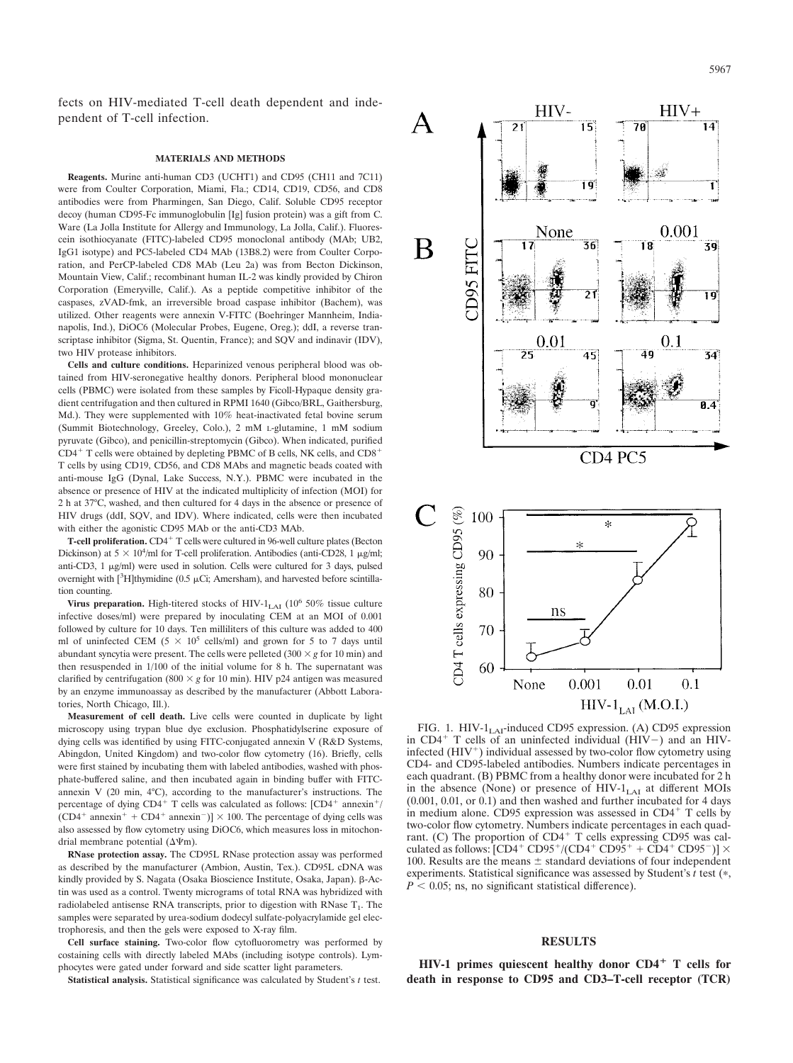fects on HIV-mediated T-cell death dependent and independent of T-cell infection.

## MATERIALS AND METHODS

**Reagents.** Murine anti-human CD3 (UCHT1) and CD95 (CH11 and 7C11) were from Coulter Corporation, Miami, Fla.; CD14, CD19, CD56, and CD8 antibodies were from Pharmingen, San Diego, Calif. Soluble CD95 receptor decoy (human CD95-Fc immunoglobulin [Ig] fusion protein) was a gift from C. Ware (La Jolla Institute for Allergy and Immunology, La Jolla, Calif.). Fluorescein isothiocyanate (FITC)-labeled CD95 monoclonal antibody (MAb; UB2, IgG1 isotype) and PC5-labeled CD4 MAb (13B8.2) were from Coulter Corporation, and PerCP-labeled CD8 MAb (Leu 2a) was from Becton Dickinson, Mountain View, Calif.; recombinant human IL-2 was kindly provided by Chiron Corporation (Emeryville, Calif.). As a peptide competitive inhibitor of the caspases, zVAD-fmk, an irreversible broad caspase inhibitor (Bachem), was utilized. Other reagents were annexin V-FITC (Boehringer Mannheim, Indianapolis, Ind.), DiOC6 (Molecular Probes, Eugene, Oreg.); ddI, a reverse transcriptase inhibitor (Sigma, St. Quentin, France); and SQV and indinavir (IDV), two HIV protease inhibitors.

**Cells and culture conditions.** Heparinized venous peripheral blood was obtained from HIV-seronegative healthy donors. Peripheral blood mononuclear cells (PBMC) were isolated from these samples by Ficoll-Hypaque density gradient centrifugation and then cultured in RPMI 1640 (Gibco/BRL, Gaithersburg, Md.). They were supplemented with 10% heat-inactivated fetal bovine serum (Summit Biotechnology, Greeley, Colo.), 2 mM L-glutamine, 1 mM sodium pyruvate (Gibco), and penicillin-streptomycin (Gibco). When indicated, purified $CD4^+$ T cells were obtained by depleting PBMC of B cells, NK cells, and $CD8^+$ T cells by using CD19, CD56, and CD8 MAbs and magnetic beads coated with anti-mouse IgG (Dynal, Lake Success, N.Y.). PBMC were incubated in the absence or presence of HIV at the indicated multiplicity of infection (MOI) for 2 h at 37°C, washed, and then cultured for 4 days in the absence or presence of HIV drugs (ddI, SQV, and IDV). Where indicated, cells were then incubated with either the agonistic CD95 MAb or the anti-CD3 MAb.

**T-cell proliferation.** $CD4^+$ T cells were cultured in 96-well culture plates (Becton Dickinson) at $5 \times 10^4$/ml for T-cell proliferation. Antibodies (anti-CD28, 1 μg/ml; anti-CD3, 1 μg/ml) were used in solution. Cells were cultured for 3 days, pulsed overnight with [$^3$H]thymidine (0.5 μCi; Amersham), and harvested before scintillation counting.

**Virus preparation.** High-titered stocks of HIV-$1_{LAI}$ ($10^6$ 50% tissue culture infective doses/ml) were prepared by inoculating CEM at an MOI of 0.001 followed by culture for 10 days. Ten milliliters of this culture was added to 400 ml of uninfected CEM ($5 \times 10^5$ cells/ml) and grown for 5 to 7 days until abundant syncytia were present. The cells were pelleted ($300 \times g$ for 10 min) and then resuspended in 1/100 of the initial volume for 8 h. The supernatant was clarified by centrifugation ($800 \times g$ for 10 min). HIV p24 antigen was measured by an enzyme immunoassay as described by the manufacturer (Abbott Laboratories, North Chicago, Ill.).

**Measurement of cell death.** Live cells were counted in duplicate by light microscopy using trypan blue dye exclusion. Phosphatidylserine exposure of dying cells was identified by using FITC-conjugated annexin V (R&D Systems, Abingdon, United Kingdom) and two-color flow cytometry (16). Briefly, cells were first stained by incubating them with labeled antibodies, washed with phosphate-buffered saline, and then incubated again in binding buffer with FITC-annexin V (20 min, 4°C), according to the manufacturer's instructions. The percentage of dying $CD4^+$ T cells was calculated as follows: [$CD4^+$ $annexin^+$/($CD4^+$ $annexin^+$ + $CD4^+$ $annexin^-$)] × 100. The percentage of dying cells was also assessed by flow cytometry using DiOC6, which measures loss in mitochondrial membrane potential ($\Delta\Psi m$).

**RNase protection assay.** The CD95L RNase protection assay was performed as described by the manufacturer (Ambion, Austin, Tex.). CD95L cDNA was kindly provided by S. Nagata (Osaka Bioscience Institute, Osaka, Japan). β-Actin was used as a control. Twenty micrograms of total RNA was hybridized with radiolabeled antisense RNA transcripts, prior to digestion with RNase $T_1$. The samples were separated by urea-sodium dodecyl sulfate-polyacrylamide gel electrophoresis, and then the gels were exposed to X-ray film.

**Cell surface staining.** Two-color flow cytofluorometry was performed by costaining cells with directly labeled MAbs (including isotype controls). Lymphocytes were gated under forward and side scatter light parameters.

**Statistical analysis.** Statistical significance was calculated by Student's *t* test.

FIG. 1. HIV-$1_{LAI}$-induced CD95 expression. (A) CD95 expression in $CD4^+$ T cells of an uninfected individual (HIV−) and an HIV-infected ($HIV^+$) individual assessed by two-color flow cytometry using CD4- and CD95-labeled antibodies. Numbers indicate percentages in each quadrant. (B) PBMC from a healthy donor were incubated for 2 h in the absence (None) or presence of HIV-$1_{LAI}$ at different MOIs (0.001, 0.01, or 0.1) and then washed and further incubated for 4 days in medium alone. CD95 expression was assessed in $CD4^+$ T cells by two-color flow cytometry. Numbers indicate percentages in each quadrant. (C) The proportion of $CD4^+$ T cells expressing CD95 was calculated as follows: [$CD4^+$ $CD95^+$/($CD4^+$ $CD95^+$ + $CD4^+$ $CD95^-$)] × 100. Results are the means ± standard deviations of four independent experiments. Statistical significance was assessed by Student's *t* test (*, $P < 0.05$; ns, no significant statistical difference).

## RESULTS

**HIV-1 primes quiescent healthy donor $CD4^+$ T cells for death in response to CD95 and CD3–T-cell receptor (TCR)**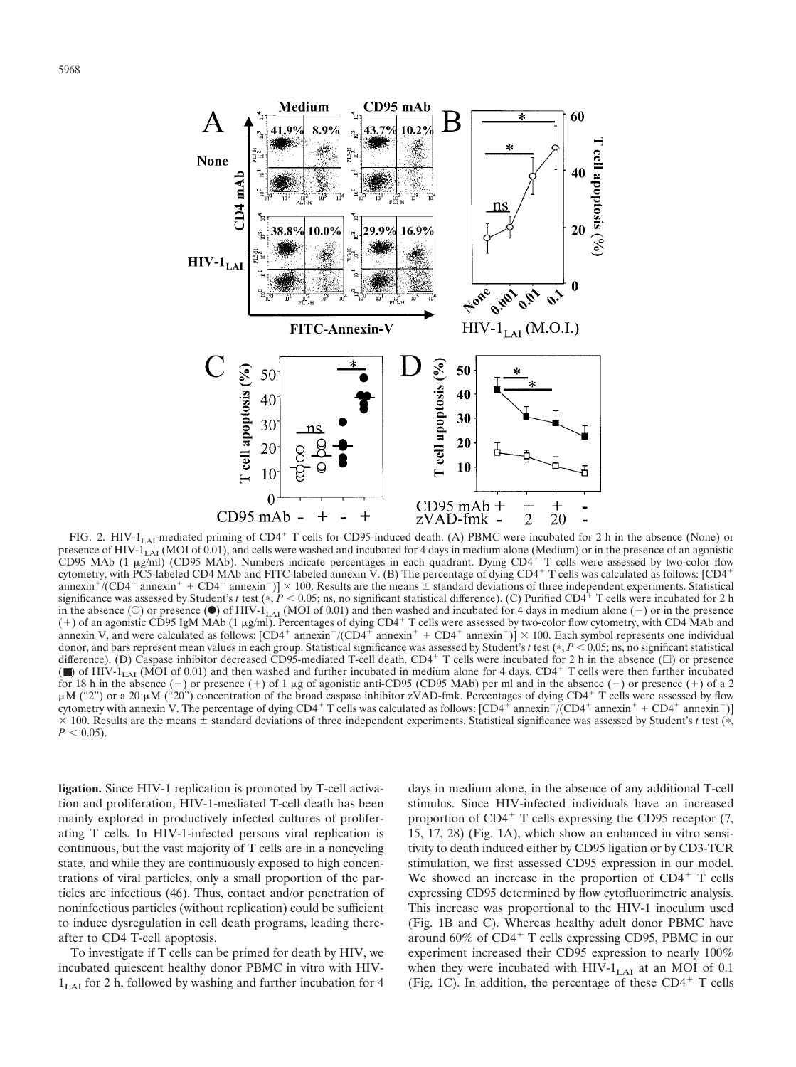FIG. 2. HIV-$1_{LAI}$-mediated priming of $CD4^+$ T cells for CD95-induced death. (A) PBMC were incubated for 2 h in the absence (None) or presence of HIV-$1_{LAI}$ (MOI of 0.01), and cells were washed and incubated for 4 days in medium alone (Medium) or in the presence of an agonistic CD95 MAb (1 μg/ml) (CD95 MAb). Numbers indicate percentages in each quadrant. Dying $CD4^+$ T cells were assessed by two-color flow cytometry, with PC5-labeled CD4 MAb and FITC-labeled annexin V. (B) The percentage of dying $CD4^+$ T cells was calculated as follows: $[CD4^+ \text{ annexin}^+/(CD4^+ \text{ annexin}^+ + CD4^+ \text{ annexin}^-)] \times 100$. Results are the means ± standard deviations of three independent experiments. Statistical significance was assessed by Student's *t* test (*, $P < 0.05$; ns, no significant statistical difference). (C) Purified $CD4^+$ T cells were incubated for 2 h in the absence (○) or presence (●) of HIV-$1_{LAI}$ (MOI of 0.01) and then washed and incubated for 4 days in medium alone (−) or in the presence (+) of an agonistic CD95 IgM MAb (1 μg/ml). Percentages of dying $CD4^+$ T cells were assessed by two-color flow cytometry, with CD4 MAb and annexin V, and were calculated as follows: $[CD4^+ \text{ annexin}^+/(CD4^+ \text{ annexin}^+ + CD4^+ \text{ annexin}^-)] \times 100$. Each symbol represents one individual donor, and bars represent mean values in each group. Statistical significance was assessed by Student's *t* test (*, $P < 0.05$; ns, no significant statistical difference). (D) Caspase inhibitor decreased CD95-mediated T-cell death. $CD4^+$ T cells were incubated for 2 h in the absence (□) or presence (■) of HIV-$1_{LAI}$ (MOI of 0.01) and then washed and further incubated in medium alone for 4 days. $CD4^+$ T cells were then further incubated for 18 h in the absence (−) or presence (+) of 1 μg of agonistic anti-CD95 (CD95 MAb) per ml and in the absence (−) or presence (+) of a 2 μM ("2") or a 20 μM ("20") concentration of the broad caspase inhibitor zVAD-fmk. Percentages of dying $CD4^+$ T cells were assessed by flow cytometry with annexin V. The percentage of dying $CD4^+$ T cells was calculated as follows: $[CD4^+ \text{ annexin}^+/(CD4^+ \text{ annexin}^+ + CD4^+ \text{ annexin}^-)] \times 100$. Results are the means ± standard deviations of three independent experiments. Statistical significance was assessed by Student's *t* test (*, $P < 0.05$).

**ligation.** Since HIV-1 replication is promoted by T-cell activation and proliferation, HIV-1-mediated T-cell death has been mainly explored in productively infected cultures of proliferating T cells. In HIV-1-infected persons viral replication is continuous, but the vast majority of T cells are in a noncycling state, and while they are continuously exposed to high concentrations of viral particles, only a small proportion of the particles are infectious (46). Thus, contact and/or penetration of noninfectious particles (without replication) could be sufficient to induce dysregulation in cell death programs, leading thereafter to CD4 T-cell apoptosis.

To investigate if T cells can be primed for death by HIV, we incubated quiescent healthy donor PBMC in vitro with HIV-$1_{LAI}$ for 2 h, followed by washing and further incubation for 4 days in medium alone, in the absence of any additional T-cell stimulus. Since HIV-infected individuals have an increased proportion of $CD4^+$ T cells expressing the CD95 receptor (7, 15, 17, 28) (Fig. 1A), which show an enhanced in vitro sensitivity to death induced either by CD95 ligation or by CD3-TCR stimulation, we first assessed CD95 expression in our model. We showed an increase in the proportion of $CD4^+$ T cells expressing CD95 determined by flow cytofluorimetric analysis. This increase was proportional to the HIV-1 inoculum used (Fig. 1B and C). Whereas healthy adult donor PBMC have around 60% of $CD4^+$ T cells expressing CD95, PBMC in our experiment increased their CD95 expression to nearly 100% when they were incubated with HIV-$1_{LAI}$ at an MOI of 0.1 (Fig. 1C). In addition, the percentage of these $CD4^+$ T cells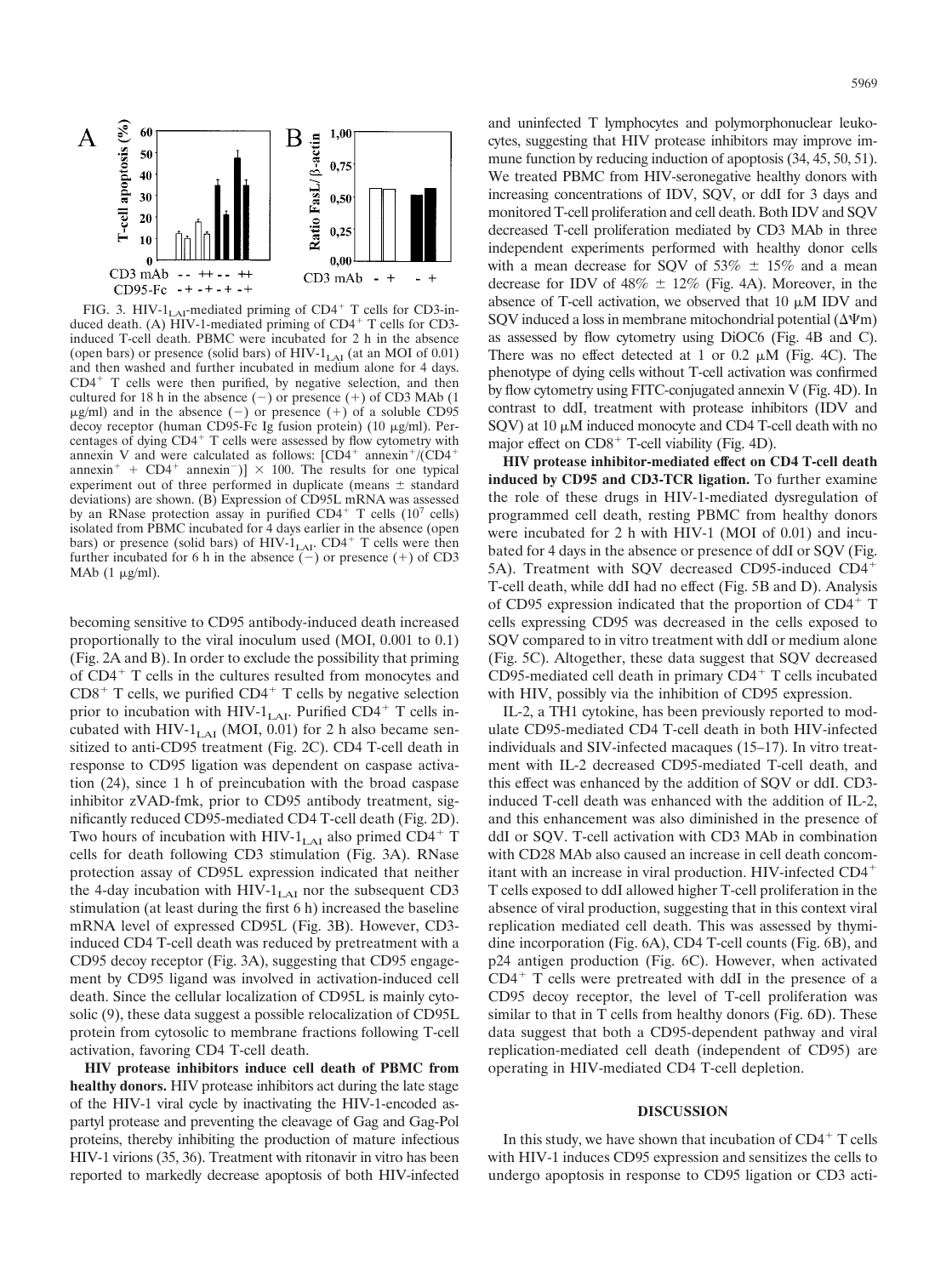FIG. 3. HIV-$1_{LAI}$-mediated priming of $CD4^+$ T cells for CD3-induced death. (A) HIV-1-mediated priming of $CD4^+$ T cells for CD3-induced T-cell death. PBMC were incubated for 2 h in the absence (open bars) or presence (solid bars) of HIV-$1_{LAI}$ (at an MOI of 0.01) and then washed and further incubated in medium alone for 4 days. $CD4^+$ T cells were then purified, by negative selection, and then cultured for 18 h in the absence (−) or presence (+) of CD3 MAb (1 μg/ml) and in the absence (−) or presence (+) of a soluble CD95 decoy receptor (human CD95-Fc Ig fusion protein) (10 μg/ml). Percentages of dying $CD4^+$ T cells were assessed by flow cytometry with annexin V and were calculated as follows: $[CD4^+ \text{ annexin}^+/(CD4^+ \text{ annexin}^+ + CD4^+ \text{ annexin}^-)] \times 100$. The results for one typical experiment out of three performed in duplicate (means ± standard deviations) are shown. (B) Expression of CD95L mRNA was assessed by an RNase protection assay in purified $CD4^+$ T cells ($10^7$ cells) isolated from PBMC incubated for 4 days earlier in the absence (open bars) or presence (solid bars) of HIV-$1_{LAI}$. $CD4^+$ T cells were then further incubated for 6 h in the absence (−) or presence (+) of CD3 MAb (1 μg/ml).

becoming sensitive to CD95 antibody-induced death increased proportionally to the viral inoculum used (MOI, 0.001 to 0.1) (Fig. 2A and B). In order to exclude the possibility that priming of $CD4^+$ T cells in the cultures resulted from monocytes and $CD8^+$ T cells, we purified $CD4^+$ T cells by negative selection prior to incubation with HIV-$1_{LAI}$. Purified $CD4^+$ T cells incubated with HIV-$1_{LAI}$ (MOI, 0.01) for 2 h also became sensitized to anti-CD95 treatment (Fig. 2C). CD4 T-cell death in response to CD95 ligation was dependent on caspase activation (24), since 1 h of preincubation with the broad caspase inhibitor zVAD-fmk, prior to CD95 antibody treatment, significantly reduced CD95-mediated CD4 T-cell death (Fig. 2D). Two hours of incubation with HIV-$1_{LAI}$ also primed $CD4^+$ T cells for death following CD3 stimulation (Fig. 3A). RNase protection assay of CD95L expression indicated that neither the 4-day incubation with HIV-$1_{LAI}$ nor the subsequent CD3 stimulation (at least during the first 6 h) increased the baseline mRNA level of expressed CD95L (Fig. 3B). However, CD3-induced CD4 T-cell death was reduced by pretreatment with a CD95 decoy receptor (Fig. 3A), suggesting that CD95 engagement by CD95 ligand was involved in activation-induced cell death. Since the cellular localization of CD95L is mainly cytosolic (9), these data suggest a possible relocalization of CD95L protein from cytosolic to membrane fractions following T-cell activation, favoring CD4 T-cell death.

**HIV protease inhibitors induce cell death of PBMC from healthy donors.** HIV protease inhibitors act during the late stage of the HIV-1 viral cycle by inactivating the HIV-1-encoded aspartyl protease and preventing the cleavage of Gag and Gag-Pol proteins, thereby inhibiting the production of mature infectious HIV-1 virions (35, 36). Treatment with ritonavir in vitro has been reported to markedly decrease apoptosis of both HIV-infected and uninfected T lymphocytes and polymorphonuclear leukocytes, suggesting that HIV protease inhibitors may improve immune function by reducing induction of apoptosis (34, 45, 50, 51). We treated PBMC from HIV-seronegative healthy donors with increasing concentrations of IDV, SQV, or ddI for 3 days and monitored T-cell proliferation and cell death. Both IDV and SQV decreased T-cell proliferation mediated by CD3 MAb in three independent experiments performed with healthy donor cells with a mean decrease for SQV of 53% ± 15% and a mean decrease for IDV of 48% ± 12% (Fig. 4A). Moreover, in the absence of T-cell activation, we observed that 10 μM IDV and SQV induced a loss in membrane mitochondrial potential ($\Delta\Psi$m) as assessed by flow cytometry using DiOC6 (Fig. 4B and C). There was no effect detected at 1 or 0.2 μM (Fig. 4C). The phenotype of dying cells without T-cell activation was confirmed by flow cytometry using FITC-conjugated annexin V (Fig. 4D). In contrast to ddI, treatment with protease inhibitors (IDV and SQV) at 10 μM induced monocyte and CD4 T-cell death with no major effect on $CD8^+$ T-cell viability (Fig. 4D).

**HIV protease inhibitor-mediated effect on CD4 T-cell death induced by CD95 and CD3-TCR ligation.** To further examine the role of these drugs in HIV-1-mediated dysregulation of programmed cell death, resting PBMC from healthy donors were incubated for 2 h with HIV-1 (MOI of 0.01) and incubated for 4 days in the absence or presence of ddI or SQV (Fig. 5A). Treatment with SQV decreased CD95-induced $CD4^+$ T-cell death, while ddI had no effect (Fig. 5B and D). Analysis of CD95 expression indicated that the proportion of $CD4^+$ T cells expressing CD95 was decreased in the cells exposed to SQV compared to in vitro treatment with ddI or medium alone (Fig. 5C). Altogether, these data suggest that SQV decreased CD95-mediated cell death in primary $CD4^+$ T cells incubated with HIV, possibly via the inhibition of CD95 expression.

IL-2, a TH1 cytokine, has been previously reported to modulate CD95-mediated CD4 T-cell death in both HIV-infected individuals and SIV-infected macaques (15–17). In vitro treatment with IL-2 decreased CD95-mediated T-cell death, and this effect was enhanced by the addition of SQV or ddI. CD3-induced T-cell death was enhanced with the addition of IL-2, and this enhancement was also diminished in the presence of ddI or SQV. T-cell activation with CD3 MAb in combination with CD28 MAb also caused an increase in cell death concomitant with an increase in viral production. HIV-infected $CD4^+$ T cells exposed to ddI allowed higher T-cell proliferation in the absence of viral production, suggesting that in this context viral replication mediated cell death. This was assessed by thymidine incorporation (Fig. 6A), CD4 T-cell counts (Fig. 6B), and p24 antigen production (Fig. 6C). However, when activated $CD4^+$ T cells were pretreated with ddI in the presence of a CD95 decoy receptor, the level of T-cell proliferation was similar to that in T cells from healthy donors (Fig. 6D). These data suggest that both a CD95-dependent pathway and viral replication-mediated cell death (independent of CD95) are operating in HIV-mediated CD4 T-cell depletion.

## DISCUSSION

In this study, we have shown that incubation of $CD4^+$ T cells with HIV-1 induces CD95 expression and sensitizes the cells to undergo apoptosis in response to CD95 ligation or CD3 acti-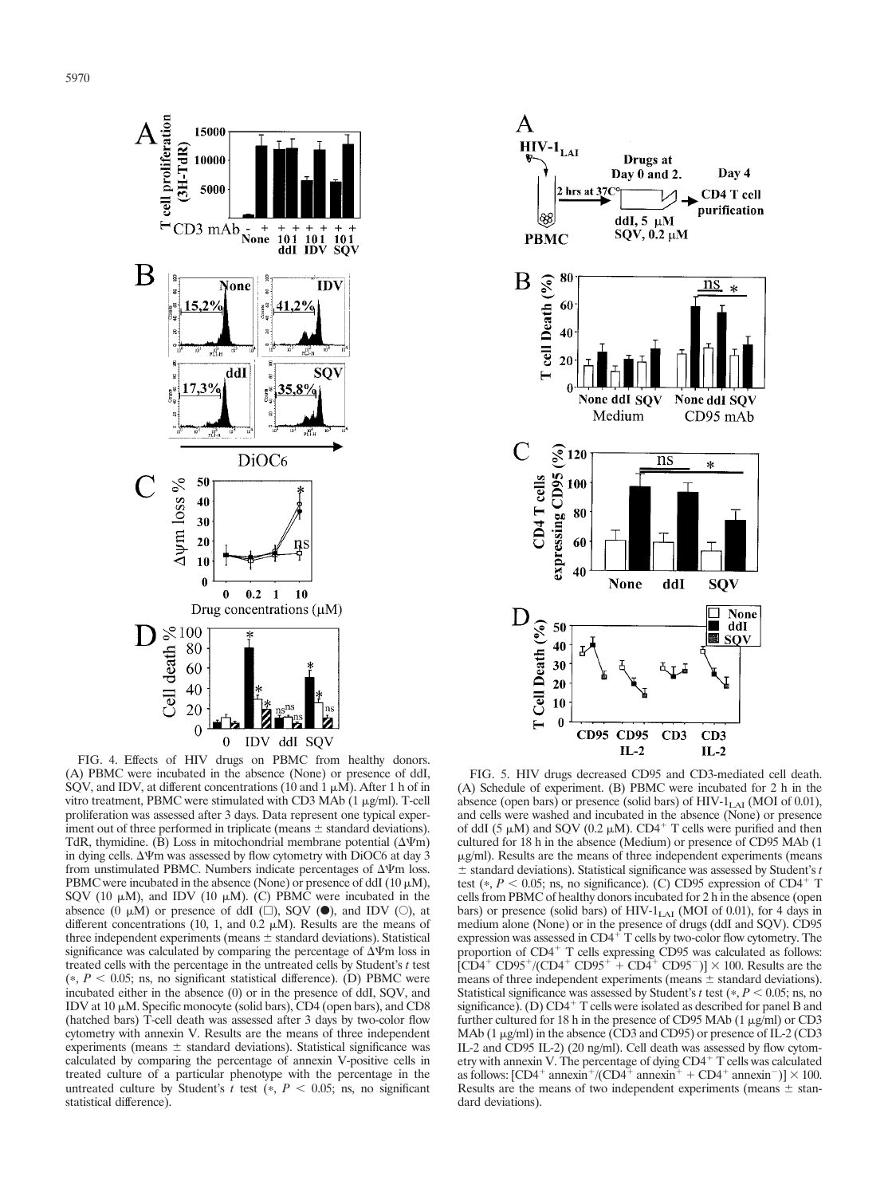FIG. 4. Effects of HIV drugs on PBMC from healthy donors. (A) PBMC were incubated in the absence (None) or presence of ddI, SQV, and IDV, at different concentrations (10 and 1 μM). After 1 h of in vitro treatment, PBMC were stimulated with CD3 MAb (1 μg/ml). T-cell proliferation was assessed after 3 days. Data represent one typical experiment out of three performed in triplicate (means ± standard deviations). TdR, thymidine. (B) Loss in mitochondrial membrane potential (ΔΨm) in dying cells. ΔΨm was assessed by flow cytometry with DiOC6 at day 3 from unstimulated PBMC. Numbers indicate percentages of ΔΨm loss. PBMC were incubated in the absence (None) or presence of ddI (10 μM), SQV (10 μM), and IDV (10 μM). (C) PBMC were incubated in the absence (0 μM) or presence of ddI (□), SQV (●), and IDV (○), at different concentrations (10, 1, and 0.2 μM). Results are the means of three independent experiments (means ± standard deviations). Statistical significance was calculated by comparing the percentage of ΔΨm loss in treated cells with the percentage in the untreated cells by Student's *t* test (*, $P < 0.05$; ns, no significant statistical difference). (D) PBMC were incubated either in the absence (0) or in the presence of ddI, SQV, and IDV at 10 μM. Specific monocyte (solid bars), CD4 (open bars), and CD8 (hatched bars) T-cell death was assessed after 3 days by two-color flow cytometry with annexin V. Results are the means of three independent experiments (means ± standard deviations). Statistical significance was calculated by comparing the percentage of annexin V-positive cells in treated culture of a particular phenotype with the percentage in the untreated culture by Student's *t* test (*, $P < 0.05$; ns, no significant statistical difference).

FIG. 5. HIV drugs decreased CD95 and CD3-mediated cell death. (A) Schedule of experiment. (B) PBMC were incubated for 2 h in the absence (open bars) or presence (solid bars) of HIV-$1_{LAI}$ (MOI of 0.01), and cells were washed and incubated in the absence (None) or presence of ddI (5 μM) and SQV (0.2 μM). $CD4^+$ T cells were purified and then cultured for 18 h in the absence (Medium) or presence of CD95 MAb (1 μg/ml). Results are the means of three independent experiments (means ± standard deviations). Statistical significance was assessed by Student's *t* test (*, $P < 0.05$; ns, no significance). (C) CD95 expression of $CD4^+$ T cells from PBMC of healthy donors incubated for 2 h in the absence (open bars) or presence (solid bars) of HIV-$1_{LAI}$ (MOI of 0.01), for 4 days in medium alone (None) or in the presence of drugs (ddI and SQV). CD95 expression was assessed in $CD4^+$ T cells by two-color flow cytometry. The proportion of $CD4^+$ T cells expressing CD95 was calculated as follows: $[CD4^+ CD95^+/(CD4^+ CD95^+ + CD4^+ CD95^-)] \times 100$. Results are the means of three independent experiments (means ± standard deviations). Statistical significance was assessed by Student's *t* test (*, $P < 0.05$; ns, no significance). (D) $CD4^+$ T cells were isolated as described for panel B and further cultured for 18 h in the presence of CD95 MAb (1 μg/ml) or CD3 MAb (1 μg/ml) in the absence (CD3 and CD95) or presence of IL-2 (CD3 IL-2 and CD95 IL-2) (20 ng/ml). Cell death was assessed by flow cytometry with annexin V. The percentage of dying $CD4^+$ T cells was calculated as follows: $[CD4^+ \text{annexin}^+/(CD4^+ \text{annexin}^+ + CD4^+ \text{annexin}^-)] \times 100$. Results are the means of two independent experiments (means ± standard deviations).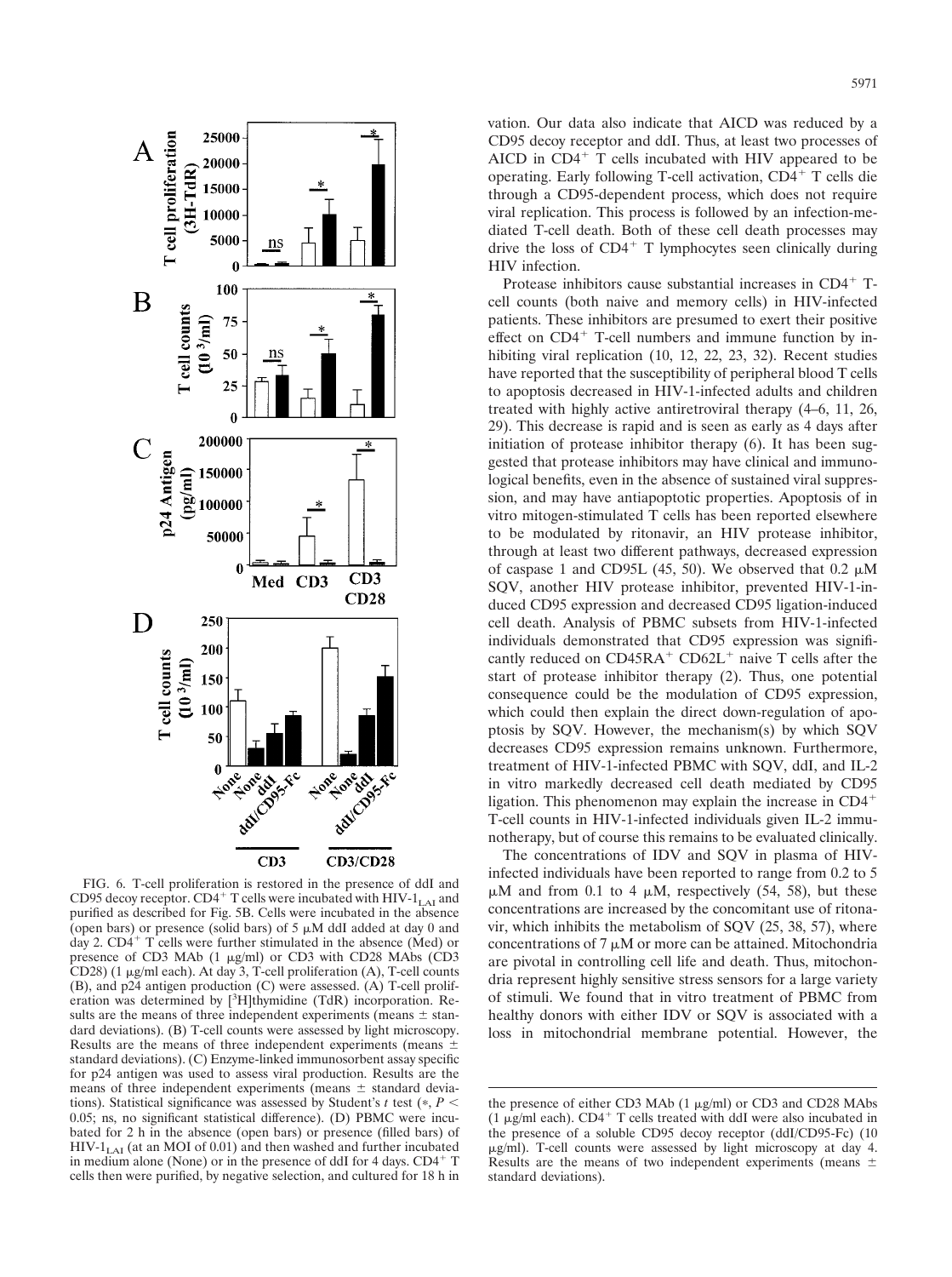FIG. 6. T-cell proliferation is restored in the presence of ddI and CD95 decoy receptor. CD4$^+$ T cells were incubated with HIV-1$_{LAI}$ and purified as described for Fig. 5B. Cells were incubated in the absence (open bars) or presence (solid bars) of 5 μM ddI added at day 0 and day 2. CD4$^+$ T cells were further stimulated in the absence (Med) or presence of CD3 MAb (1 μg/ml) or CD3 with CD28 MAbs (CD3 CD28) (1 μg/ml each). At day 3, T-cell proliferation (A), T-cell counts (B), and p24 antigen production (C) were assessed. (A) T-cell proliferation was determined by [$^3$H]thymidine (TdR) incorporation. Results are the means of three independent experiments (means ± standard deviations). (B) T-cell counts were assessed by light microscopy. Results are the means of three independent experiments (means ± standard deviations). (C) Enzyme-linked immunosorbent assay specific for p24 antigen was used to assess viral production. Results are the means of three independent experiments (means ± standard deviations). Statistical significance was assessed by Student's $t$ test (*, $P < 0.05$; ns, no significant statistical difference). (D) PBMC were incubated for 2 h in the absence (open bars) or presence (filled bars) of HIV-1$_{LAI}$ (at an MOI of 0.01) and then washed and further incubated in medium alone (None) or in the presence of ddI for 4 days. CD4$^+$ T cells then were purified, by negative selection, and cultured for 18 h in the presence of either CD3 MAb (1 μg/ml) or CD3 and CD28 MAbs (1 μg/ml each). CD4$^+$ T cells treated with ddI were also incubated in the presence of a soluble CD95 decoy receptor (ddI/CD95-Fc) (10 μg/ml). T-cell counts were assessed by light microscopy at day 4. Results are the means of two independent experiments (means ± standard deviations).

vation. Our data also indicate that AICD was reduced by a CD95 decoy receptor and ddI. Thus, at least two processes of AICD in CD4$^+$ T cells incubated with HIV appeared to be operating. Early following T-cell activation, CD4$^+$ T cells die through a CD95-dependent process, which does not require viral replication. This process is followed by an infection-mediated T-cell death. Both of these cell death processes may drive the loss of CD4$^+$ T lymphocytes seen clinically during HIV infection.

Protease inhibitors cause substantial increases in CD4$^+$ T-cell counts (both naive and memory cells) in HIV-infected patients. These inhibitors are presumed to exert their positive effect on CD4$^+$ T-cell numbers and immune function by inhibiting viral replication (10, 12, 22, 23, 32). Recent studies have reported that the susceptibility of peripheral blood T cells to apoptosis decreased in HIV-1-infected adults and children treated with highly active antiretroviral therapy (4–6, 11, 26, 29). This decrease is rapid and is seen as early as 4 days after initiation of protease inhibitor therapy (6). It has been suggested that protease inhibitors may have clinical and immunological benefits, even in the absence of sustained viral suppression, and may have antiapoptotic properties. Apoptosis of in vitro mitogen-stimulated T cells has been reported elsewhere to be modulated by ritonavir, an HIV protease inhibitor, through at least two different pathways, decreased expression of caspase 1 and CD95L (45, 50). We observed that 0.2 μM SQV, another HIV protease inhibitor, prevented HIV-1-induced CD95 expression and decreased CD95 ligation-induced cell death. Analysis of PBMC subsets from HIV-1-infected individuals demonstrated that CD95 expression was significantly reduced on CD45RA$^+$ CD62L$^+$ naive T cells after the start of protease inhibitor therapy (2). Thus, one potential consequence could be the modulation of CD95 expression, which could then explain the direct down-regulation of apoptosis by SQV. However, the mechanism(s) by which SQV decreases CD95 expression remains unknown. Furthermore, treatment of HIV-1-infected PBMC with SQV, ddI, and IL-2 in vitro markedly decreased cell death mediated by CD95 ligation. This phenomenon may explain the increase in CD4$^+$ T-cell counts in HIV-1-infected individuals given IL-2 immunotherapy, but of course this remains to be evaluated clinically.

The concentrations of IDV and SQV in plasma of HIV-infected individuals have been reported to range from 0.2 to 5 μM and from 0.1 to 4 μM, respectively (54, 58), but these concentrations are increased by the concomitant use of ritonavir, which inhibits the metabolism of SQV (25, 38, 57), where concentrations of 7 μM or more can be attained. Mitochondria are pivotal in controlling cell life and death. Thus, mitochondria represent highly sensitive stress sensors for a large variety of stimuli. We found that in vitro treatment of PBMC from healthy donors with either IDV or SQV is associated with a loss in mitochondrial membrane potential. However, the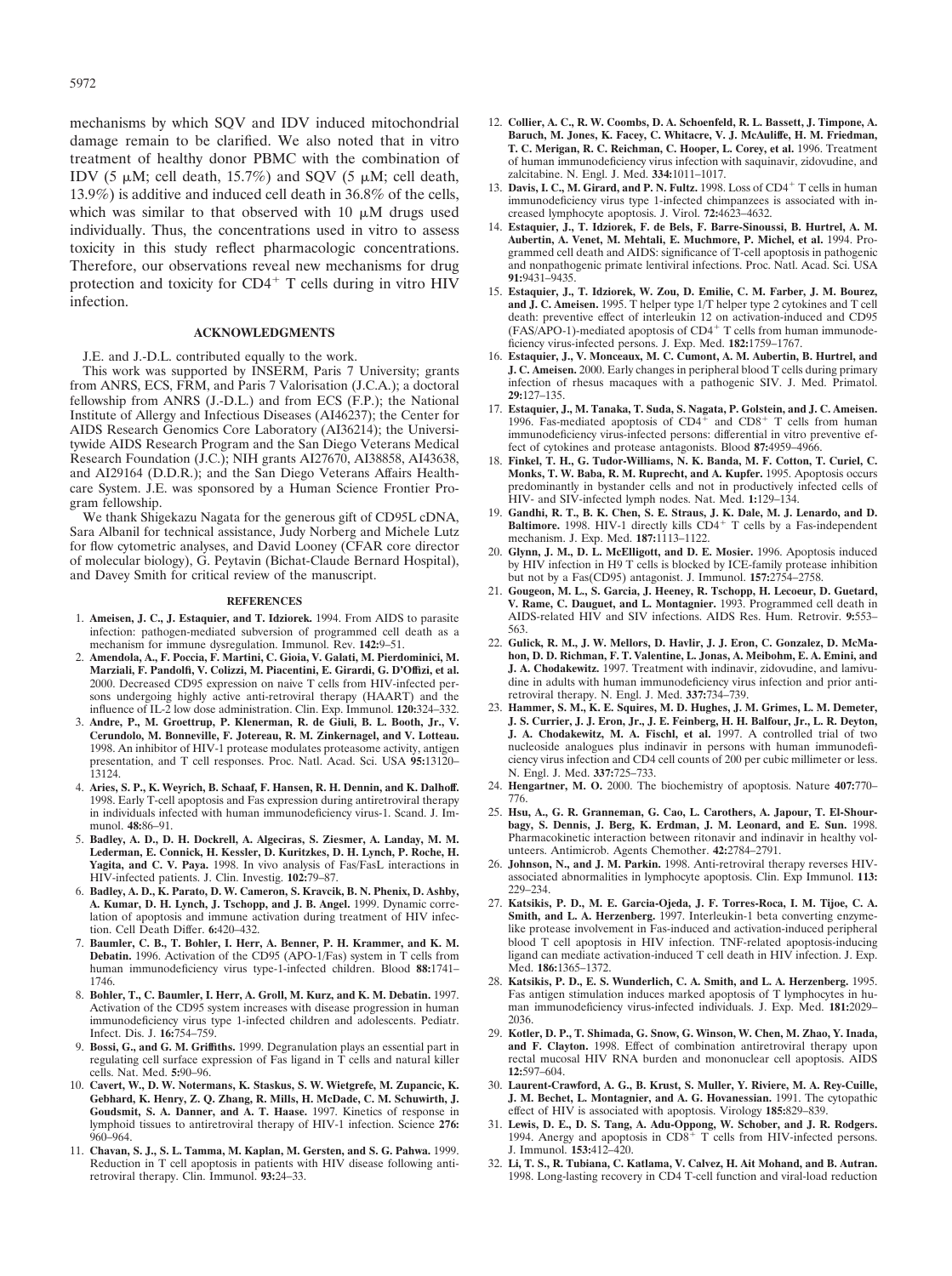mechanisms by which SQV and IDV induced mitochondrial damage remain to be clarified. We also noted that in vitro treatment of healthy donor PBMC with the combination of IDV (5 μM; cell death, 15.7%) and SQV (5 μM; cell death, 13.9%) is additive and induced cell death in 36.8% of the cells, which was similar to that observed with 10 μM drugs used individually. Thus, the concentrations used in vitro to assess toxicity in this study reflect pharmacologic concentrations. Therefore, our observations reveal new mechanisms for drug protection and toxicity for $CD4^+$ T cells during in vitro HIV infection.

## ACKNOWLEDGMENTS

J.E. and J.-D.L. contributed equally to the work.

This work was supported by INSERM, Paris 7 University; grants from ANRS, ECS, FRM, and Paris 7 Valorisation (J.C.A.); a doctoral fellowship from ANRS (J.-D.L.) and from ECS (F.P.); the National Institute of Allergy and Infectious Diseases (AI46237); the Center for AIDS Research Genomics Core Laboratory (AI36214); the Universitywide AIDS Research Program and the San Diego Veterans Medical Research Foundation (J.C.); NIH grants AI27670, AI38858, AI43638, and AI29164 (D.D.R.); and the San Diego Veterans Affairs Healthcare System. J.E. was sponsored by a Human Science Frontier Program fellowship.

We thank Shigekazu Nagata for the generous gift of CD95L cDNA, Sara Albanil for technical assistance, Judy Norberg and Michele Lutz for flow cytometric analyses, and David Looney (CFAR core director of molecular biology), G. Peytavin (Bichat-Claude Bernard Hospital), and Davey Smith for critical review of the manuscript.

## REFERENCES

1. **Ameisen, J. C., J. Estaquier, and T. Idziorek.** 1994. From AIDS to parasite infection: pathogen-mediated subversion of programmed cell death as a mechanism for immune dysregulation. Immunol. Rev. **142:**9–51.
2. **Amendola, A., F. Poccia, F. Martini, C. Gioia, V. Galati, M. Pierdominici, M. Marziali, F. Pandolfi, V. Colizzi, M. Piacentini, E. Girardi, G. D'Offizi, et al.** 2000. Decreased CD95 expression on naive T cells from HIV-infected persons undergoing highly active anti-retroviral therapy (HAART) and the influence of IL-2 low dose administration. Clin. Exp. Immunol. **120:**324–332.
3. **Andre, P., M. Groettrup, P. Klenerman, R. de Giuli, B. L. Booth, Jr., V. Cerundolo, M. Bonneville, F. Jotereau, R. M. Zinkernagel, and V. Lotteau.** 1998. An inhibitor of HIV-1 protease modulates proteasome activity, antigen presentation, and T cell responses. Proc. Natl. Acad. Sci. USA **95:**13120–13124.
4. **Aries, S. P., K. Weyrich, B. Schaaf, F. Hansen, R. H. Dennin, and K. Dalhoff.** 1998. Early T-cell apoptosis and Fas expression during antiretroviral therapy in individuals infected with human immunodeficiency virus-1. Scand. J. Immunol. **48:**86–91.
5. **Badley, A. D., D. H. Dockrell, A. Algeciras, S. Ziesmer, A. Landay, M. M. Lederman, E. Connick, H. Kessler, D. Kuritzkes, D. H. Lynch, P. Roche, H. Yagita, and C. V. Paya.** 1998. In vivo analysis of Fas/FasL interactions in HIV-infected patients. J. Clin. Investig. **102:**79–87.
6. **Badley, A. D., K. Parato, D. W. Cameron, S. Kravcik, B. N. Phenix, D. Ashby, A. Kumar, D. H. Lynch, J. Tschopp, and J. B. Angel.** 1999. Dynamic correlation of apoptosis and immune activation during treatment of HIV infection. Cell Death Differ. **6:**420–432.
7. **Baumler, C. B., T. Bohler, I. Herr, A. Benner, P. H. Krammer, and K. M. Debatin.** 1996. Activation of the CD95 (APO-1/Fas) system in T cells from human immunodeficiency virus type-1-infected children. Blood **88:**1741–1746.
8. **Bohler, T., C. Baumler, I. Herr, A. Groll, M. Kurz, and K. M. Debatin.** 1997. Activation of the CD95 system increases with disease progression in human immunodeficiency virus type 1-infected children and adolescents. Pediatr. Infect. Dis. J. **16:**754–759.
9. **Bossi, G., and G. M. Griffiths.** 1999. Degranulation plays an essential part in regulating cell surface expression of Fas ligand in T cells and natural killer cells. Nat. Med. **5:**90–96.
10. **Cavert, W., D. W. Notermans, K. Staskus, S. W. Wietgrefe, M. Zupancic, K. Gebhard, K. Henry, Z. Q. Zhang, R. Mills, H. McDade, C. M. Schuwirth, J. Goudsmit, S. A. Danner, and A. T. Haase.** 1997. Kinetics of response in lymphoid tissues to antiretroviral therapy of HIV-1 infection. Science **276:**960–964.
11. **Chavan, S. J., S. L. Tamma, M. Kaplan, M. Gersten, and S. G. Pahwa.** 1999. Reduction in T cell apoptosis in patients with HIV disease following antiretroviral therapy. Clin. Immunol. **93:**24–33.
12. **Collier, A. C., R. W. Coombs, D. A. Schoenfeld, R. L. Bassett, J. Timpone, A. Baruch, M. Jones, K. Facey, C. Whitacre, V. J. McAuliffe, H. M. Friedman, T. C. Merigan, R. C. Reichman, C. Hooper, L. Corey, et al.** 1996. Treatment of human immunodeficiency virus infection with saquinavir, zidovudine, and zalcitabine. N. Engl. J. Med. **334:**1011–1017.
13. **Davis, I. C., M. Girard, and P. N. Fultz.** 1998. Loss of $CD4^+$ T cells in human immunodeficiency virus type 1-infected chimpanzees is associated with increased lymphocyte apoptosis. J. Virol. **72:**4623–4632.
14. **Estaquier, J., T. Idziorek, F. de Bels, F. Barre-Sinoussi, B. Hurtrel, A. M. Aubertin, A. Venet, M. Mehtali, E. Muchmore, P. Michel, et al.** 1994. Programmed cell death and AIDS: significance of T-cell apoptosis in pathogenic and nonpathogenic primate lentiviral infections. Proc. Natl. Acad. Sci. USA **91:**9431–9435.
15. **Estaquier, J., T. Idziorek, W. Zou, D. Emilie, C. M. Farber, J. M. Bourez, and J. C. Ameisen.** 1995. T helper type 1/T helper type 2 cytokines and T cell death: preventive effect of interleukin 12 on activation-induced and CD95 (FAS/APO-1)-mediated apoptosis of $CD4^+$ T cells from human immunodeficiency virus-infected persons. J. Exp. Med. **182:**1759–1767.
16. **Estaquier, J., V. Monceaux, M. C. Cumont, A. M. Aubertin, B. Hurtrel, and J. C. Ameisen.** 2000. Early changes in peripheral blood T cells during primary infection of rhesus macaques with a pathogenic SIV. J. Med. Primatol. **29:**127–135.
17. **Estaquier, J., M. Tanaka, T. Suda, S. Nagata, P. Golstein, and J. C. Ameisen.** 1996. Fas-mediated apoptosis of $CD4^+$ and $CD8^+$ T cells from human immunodeficiency virus-infected persons: differential in vitro preventive effect of cytokines and protease antagonists. Blood **87:**4959–4966.
18. **Finkel, T. H., G. Tudor-Williams, N. K. Banda, M. F. Cotton, T. Curiel, C. Monks, T. W. Baba, R. M. Ruprecht, and A. Kupfer.** 1995. Apoptosis occurs predominantly in bystander cells and not in productively infected cells of HIV- and SIV-infected lymph nodes. Nat. Med. **1:**129–134.
19. **Gandhi, R. T., B. K. Chen, S. E. Straus, J. K. Dale, M. J. Lenardo, and D. Baltimore.** 1998. HIV-1 directly kills $CD4^+$ T cells by a Fas-independent mechanism. J. Exp. Med. **187:**1113–1122.
20. **Glynn, J. M., D. L. McElligott, and D. E. Mosier.** 1996. Apoptosis induced by HIV infection in H9 T cells is blocked by ICE-family protease inhibition but not by a Fas(CD95) antagonist. J. Immunol. **157:**2754–2758.
21. **Gougeon, M. L., S. Garcia, J. Heeney, R. Tschopp, H. Lecoeur, D. Guetard, V. Rame, C. Dauguet, and L. Montagnier.** 1993. Programmed cell death in AIDS-related HIV and SIV infections. AIDS Res. Hum. Retrovir. **9:**553–563.
22. **Gulick, R. M., J. W. Mellors, D. Havlir, J. J. Eron, C. Gonzalez, D. McMahon, D. D. Richman, F. T. Valentine, L. Jonas, A. Meibohm, E. A. Emini, and J. A. Chodakewitz.** 1997. Treatment with indinavir, zidovudine, and lamivudine in adults with human immunodeficiency virus infection and prior antiretroviral therapy. N. Engl. J. Med. **337:**734–739.
23. **Hammer, S. M., K. E. Squires, M. D. Hughes, J. M. Grimes, L. M. Demeter, J. S. Currier, J. J. Eron, Jr., J. E. Feinberg, H. H. Balfour, Jr., L. R. Deyton, J. A. Chodakewitz, M. A. Fischl, et al.** 1997. A controlled trial of two nucleoside analogues plus indinavir in persons with human immunodeficiency virus infection and CD4 cell counts of 200 per cubic millimeter or less. N. Engl. J. Med. **337:**725–733.
24. **Hengartner, M. O.** 2000. The biochemistry of apoptosis. Nature **407:**770–776.
25. **Hsu, A., G. R. Granneman, G. Cao, L. Carothers, A. Japour, T. El-Shourbagy, S. Dennis, J. Berg, K. Erdman, J. M. Leonard, and E. Sun.** 1998. Pharmacokinetic interaction between ritonavir and indinavir in healthy volunteers. Antimicrob. Agents Chemother. **42:**2784–2791.
26. **Johnson, N., and J. M. Parkin.** 1998. Anti-retroviral therapy reverses HIV-associated abnormalities in lymphocyte apoptosis. Clin. Exp Immunol. **113:**229–234.
27. **Katsikis, P. D., M. E. Garcia-Ojeda, J. F. Torres-Roca, I. M. Tijoe, C. A. Smith, and L. A. Herzenberg.** 1997. Interleukin-1 beta converting enzyme-like protease involvement in Fas-induced and activation-induced peripheral blood T cell apoptosis in HIV infection. TNF-related apoptosis-inducing ligand can mediate activation-induced T cell death in HIV infection. J. Exp. Med. **186:**1365–1372.
28. **Katsikis, P. D., E. S. Wunderlich, C. A. Smith, and L. A. Herzenberg.** 1995. Fas antigen stimulation induces marked apoptosis of T lymphocytes in human immunodeficiency virus-infected individuals. J. Exp. Med. **181:**2029–2036.
29. **Kotler, D. P., T. Shimada, G. Snow, G. Winson, W. Chen, M. Zhao, Y. Inada, and F. Clayton.** 1998. Effect of combination antiretroviral therapy upon rectal mucosal HIV RNA burden and mononuclear cell apoptosis. AIDS **12:**597–604.
30. **Laurent-Crawford, A. G., B. Krust, S. Muller, Y. Riviere, M. A. Rey-Cuille, J. M. Bechet, L. Montagnier, and A. G. Hovanessian.** 1991. The cytopathic effect of HIV is associated with apoptosis. Virology **185:**829–839.
31. **Lewis, D. E., D. S. Tang, A. Adu-Oppong, W. Schober, and J. R. Rodgers.** 1994. Anergy and apoptosis in $CD8^+$ T cells from HIV-infected persons. J. Immunol. **153:**412–420.
32. **Li, T. S., R. Tubiana, C. Katlama, V. Calvez, H. Ait Mohand, and B. Autran.** 1998. Long-lasting recovery in CD4 T-cell function and viral-load reduction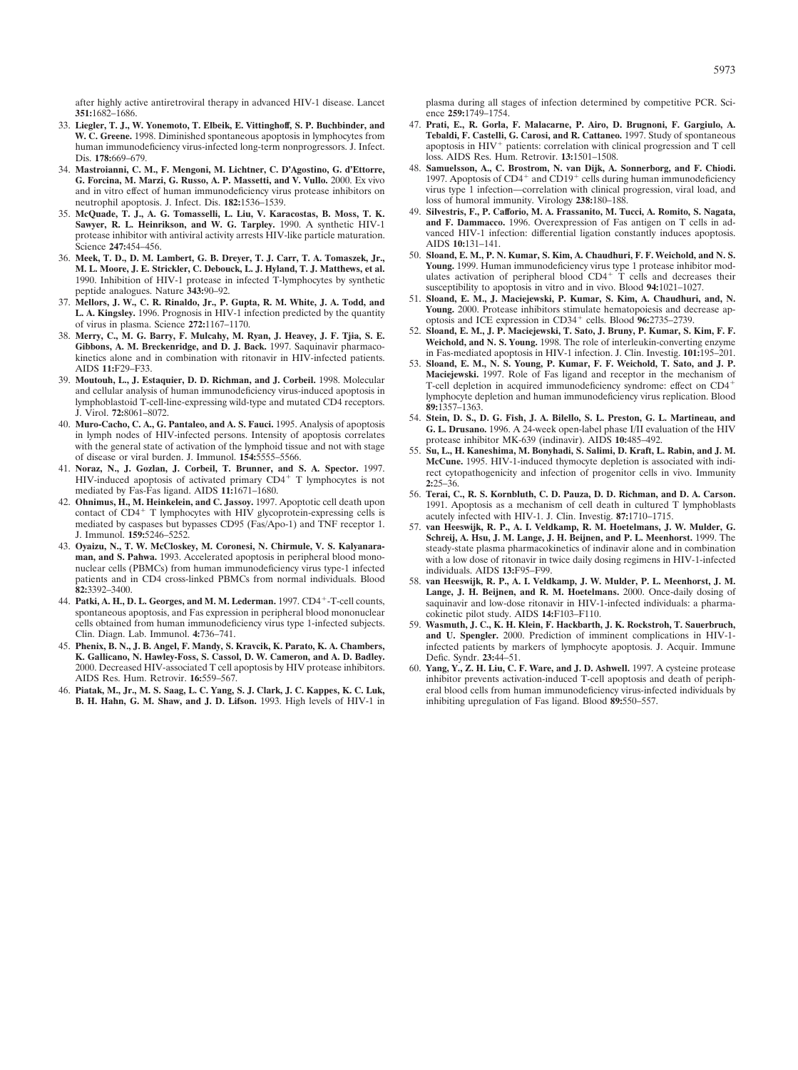after highly active antiretroviral therapy in advanced HIV-1 disease. Lancet **351:**1682–1686.

33. **Liegler, T. J., W. Yonemoto, T. Elbeik, E. Vittinghoff, S. P. Buchbinder, and W. C. Greene.** 1998. Diminished spontaneous apoptosis in lymphocytes from human immunodeficiency virus-infected long-term nonprogressors. J. Infect. Dis. **178:**669–679.
34. **Mastroianni, C. M., F. Mengoni, M. Lichtner, C. D'Agostino, G. d'Ettorre, G. Forcina, M. Marzi, G. Russo, A. P. Massetti, and V. Vullo.** 2000. Ex vivo and in vitro effect of human immunodeficiency virus protease inhibitors on neutrophil apoptosis. J. Infect. Dis. **182:**1536–1539.
35. **McQuade, T. J., A. G. Tomasselli, L. Liu, V. Karacostas, B. Moss, T. K. Sawyer, R. L. Heinrikson, and W. G. Tarpley.** 1990. A synthetic HIV-1 protease inhibitor with antiviral activity arrests HIV-like particle maturation. Science **247:**454–456.
36. **Meek, T. D., D. M. Lambert, G. B. Dreyer, T. J. Carr, T. A. Tomaszek, Jr., M. L. Moore, J. E. Strickler, C. Debouck, L. J. Hyland, T. J. Matthews, et al.** 1990. Inhibition of HIV-1 protease in infected T-lymphocytes by synthetic peptide analogues. Nature **343:**90–92.
37. **Mellors, J. W., C. R. Rinaldo, Jr., P. Gupta, R. M. White, J. A. Todd, and L. A. Kingsley.** 1996. Prognosis in HIV-1 infection predicted by the quantity of virus in plasma. Science **272:**1167–1170.
38. **Merry, C., M. G. Barry, F. Mulcahy, M. Ryan, J. Heavey, J. F. Tjia, S. E. Gibbons, A. M. Breckenridge, and D. J. Back.** 1997. Saquinavir pharmacokinetics alone and in combination with ritonavir in HIV-infected patients. AIDS **11:**F29–F33.
39. **Moutouh, L., J. Estaquier, D. D. Richman, and J. Corbeil.** 1998. Molecular and cellular analysis of human immunodeficiency virus-induced apoptosis in lymphoblastoid T-cell-line-expressing wild-type and mutated CD4 receptors. J. Virol. **72:**8061–8072.
40. **Muro-Cacho, C. A., G. Pantaleo, and A. S. Fauci.** 1995. Analysis of apoptosis in lymph nodes of HIV-infected persons. Intensity of apoptosis correlates with the general state of activation of the lymphoid tissue and not with stage of disease or viral burden. J. Immunol. **154:**5555–5566.
41. **Noraz, N., J. Gozlan, J. Corbeil, T. Brunner, and S. A. Spector.** 1997. HIV-induced apoptosis of activated primary $CD4^+$ T lymphocytes is not mediated by Fas-Fas ligand. AIDS **11:**1671–1680.
42. **Ohnimus, H., M. Heinkelein, and C. Jassoy.** 1997. Apoptotic cell death upon contact of $CD4^+$ T lymphocytes with HIV glycoprotein-expressing cells is mediated by caspases but bypasses CD95 (Fas/Apo-1) and TNF receptor 1. J. Immunol. **159:**5246–5252.
43. **Oyaizu, N., T. W. McCloskey, M. Coronesi, N. Chirmule, V. S. Kalyanaraman, and S. Pahwa.** 1993. Accelerated apoptosis in peripheral blood mononuclear cells (PBMCs) from human immunodeficiency virus type-1 infected patients and in CD4 cross-linked PBMCs from normal individuals. Blood **82:**3392–3400.
44. **Patki, A. H., D. L. Georges, and M. M. Lederman.** 1997. $CD4^+$-T-cell counts, spontaneous apoptosis, and Fas expression in peripheral blood mononuclear cells obtained from human immunodeficiency virus type 1-infected subjects. Clin. Diagn. Lab. Immunol. **4:**736–741.
45. **Phenix, B. N., J. B. Angel, F. Mandy, S. Kravcik, K. Parato, K. A. Chambers, K. Gallicano, N. Hawley-Foss, S. Cassol, D. W. Cameron, and A. D. Badley.** 2000. Decreased HIV-associated T cell apoptosis by HIV protease inhibitors. AIDS Res. Hum. Retrovir. **16:**559–567.
46. **Piatak, M., Jr., M. S. Saag, L. C. Yang, S. J. Clark, J. C. Kappes, K. C. Luk, B. H. Hahn, G. M. Shaw, and J. D. Lifson.** 1993. High levels of HIV-1 in plasma during all stages of infection determined by competitive PCR. Science **259:**1749–1754.
47. **Prati, E., R. Gorla, F. Malacarne, P. Airo, D. Brugnoni, F. Gargiulo, A. Tebaldi, F. Castelli, G. Carosi, and R. Cattaneo.** 1997. Study of spontaneous apoptosis in $HIV^+$ patients: correlation with clinical progression and T cell loss. AIDS Res. Hum. Retrovir. **13:**1501–1508.
48. **Samuelsson, A., C. Brostrom, N. van Dijk, A. Sonnerborg, and F. Chiodi.** 1997. Apoptosis of $CD4^+$ and $CD19^+$ cells during human immunodeficiency virus type 1 infection—correlation with clinical progression, viral load, and loss of humoral immunity. Virology **238:**180–188.
49. **Silvestris, F., P. Cafforio, M. A. Frassanito, M. Tucci, A. Romito, S. Nagata, and F. Dammacco.** 1996. Overexpression of Fas antigen on T cells in advanced HIV-1 infection: differential ligation constantly induces apoptosis. AIDS **10:**131–141.
50. **Sloand, E. M., P. N. Kumar, S. Kim, A. Chaudhuri, F. F. Weichold, and N. S. Young.** 1999. Human immunodeficiency virus type 1 protease inhibitor modulates activation of peripheral blood $CD4^+$ T cells and decreases their susceptibility to apoptosis in vitro and in vivo. Blood **94:**1021–1027.
51. **Sloand, E. M., J. Maciejewski, P. Kumar, S. Kim, A. Chaudhuri, and, N. Young.** 2000. Protease inhibitors stimulate hematopoiesis and decrease apoptosis and ICE expression in $CD34^+$ cells. Blood **96:**2735–2739.
52. **Sloand, E. M., J. P. Maciejewski, T. Sato, J. Bruny, P. Kumar, S. Kim, F. F. Weichold, and N. S. Young.** 1998. The role of interleukin-converting enzyme in Fas-mediated apoptosis in HIV-1 infection. J. Clin. Investig. **101:**195–201.
53. **Sloand, E. M., N. S. Young, P. Kumar, F. F. Weichold, T. Sato, and J. P. Maciejewski.** 1997. Role of Fas ligand and receptor in the mechanism of T-cell depletion in acquired immunodeficiency syndrome: effect on $CD4^+$ lymphocyte depletion and human immunodeficiency virus replication. Blood **89:**1357–1363.
54. **Stein, D. S., D. G. Fish, J. A. Bilello, S. L. Preston, G. L. Martineau, and G. L. Drusano.** 1996. A 24-week open-label phase I/II evaluation of the HIV protease inhibitor MK-639 (indinavir). AIDS **10:**485–492.
55. **Su, L., H. Kaneshima, M. Bonyhadi, S. Salimi, D. Kraft, L. Rabin, and J. M. McCune.** 1995. HIV-1-induced thymocyte depletion is associated with indirect cytopathogenicity and infection of progenitor cells in vivo. Immunity **2:**25–36.
56. **Terai, C., R. S. Kornbluth, C. D. Pauza, D. D. Richman, and D. A. Carson.** 1991. Apoptosis as a mechanism of cell death in cultured T lymphoblasts acutely infected with HIV-1. J. Clin. Investig. **87:**1710–1715.
57. **van Heeswijk, R. P., A. I. Veldkamp, R. M. Hoetelmans, J. W. Mulder, G. Schreij, A. Hsu, J. M. Lange, J. H. Beijnen, and P. L. Meenhorst.** 1999. The steady-state plasma pharmacokinetics of indinavir alone and in combination with a low dose of ritonavir in twice daily dosing regimens in HIV-1-infected individuals. AIDS **13:**F95–F99.
58. **van Heeswijk, R. P., A. I. Veldkamp, J. W. Mulder, P. L. Meenhorst, J. M. Lange, J. H. Beijnen, and R. M. Hoetelmans.** 2000. Once-daily dosing of saquinavir and low-dose ritonavir in HIV-1-infected individuals: a pharmacokinetic pilot study. AIDS **14:**F103–F110.
59. **Wasmuth, J. C., K. H. Klein, F. Hackbarth, J. K. Rockstroh, T. Sauerbruch, and U. Spengler.** 2000. Prediction of imminent complications in HIV-1-infected patients by markers of lymphocyte apoptosis. J. Acquir. Immune Defic. Syndr. **23:**44–51.
60. **Yang, Y., Z. H. Liu, C. F. Ware, and J. D. Ashwell.** 1997. A cysteine protease inhibitor prevents activation-induced T-cell apoptosis and death of peripheral blood cells from human immunodeficiency virus-infected individuals by inhibiting upregulation of Fas ligand. Blood **89:**550–557.